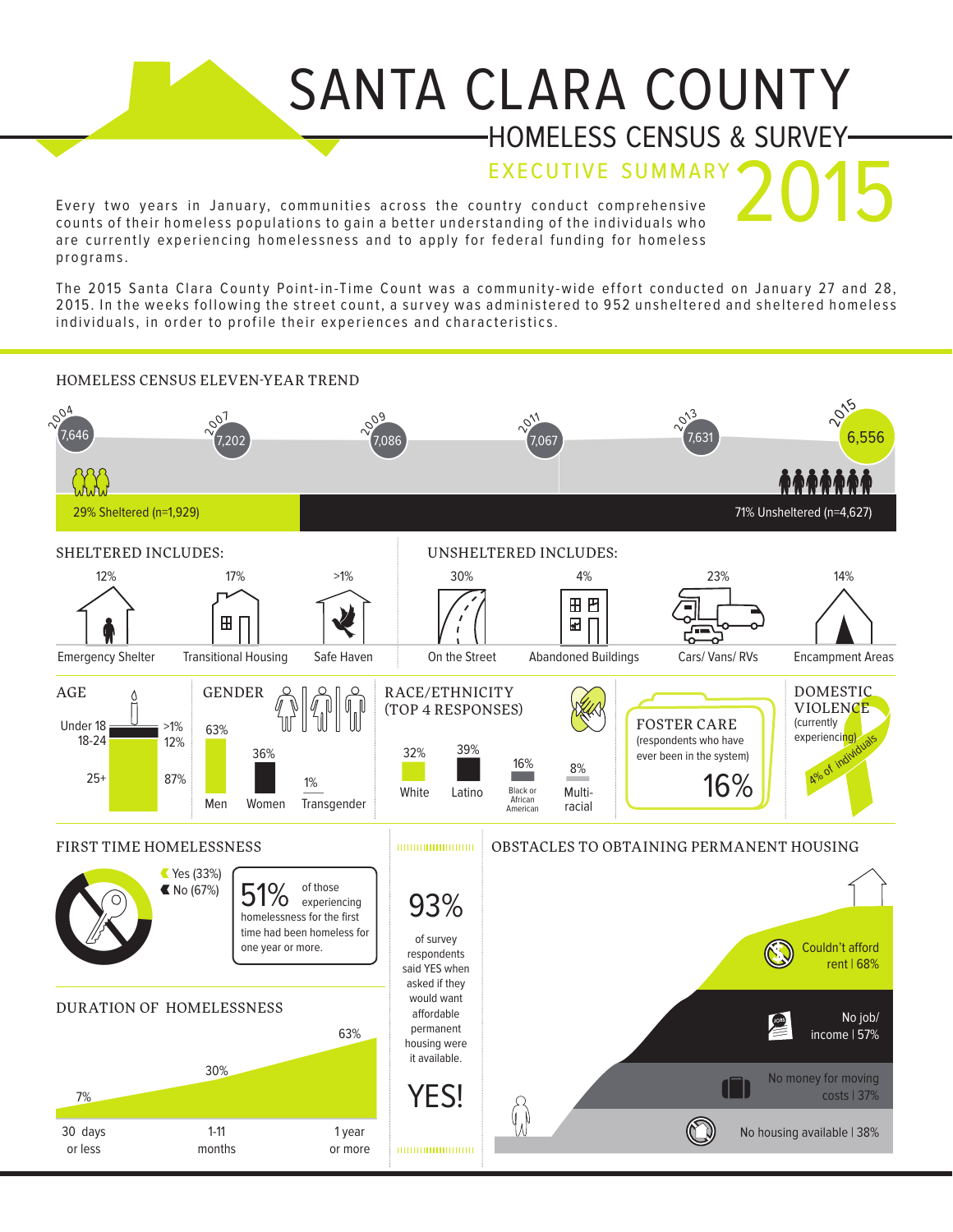# SANTA CLARA COUNTY

## HOMELESS CENSUS & SURVEY

### EXECUTIVE SUMMARY 2015

Every two years in January, communities across the country conduct comprehensive counts of their homeless populations to gain a better understanding of the individuals who are currently experiencing homelessness and to apply for federal funding for homeless programs.

The 2015 Santa Clara County Point-in-Time Count was a community-wide effort conducted on January 27 and 28, 2015. In the weeks following the street count, a survey was administered to 952 unsheltered and sheltered homeless individuals, in order to profile their experiences and characteristics.

## HOMELESS CENSUS ELEVEN-YEAR TREND

| 2004 | 2007 | 2009 | 2011 | 2013 | 2015 |
|---|---|---|---|---|---|
| 7,646 | 7,202 | 7,086 | 7,067 | 7,631 | 6,556 |

29% Sheltered (n=1,929)

71% Unsheltered (n=4,627)

## SHELTERED INCLUDES:

- 12% Emergency Shelter
- 17% Transitional Housing
- >1% Safe Haven

## UNSHELTERED INCLUDES:

- 30% On the Street
- 4% Abandoned Buildings
- 23% Cars/ Vans/ RVs
- 14% Encampment Areas

## AGE

- Under 18: >1%
- 18-24: 12%
- 25+: 87%

## GENDER

- Men: 63%
- Women: 36%
- Transgender: 1%

## RACE/ETHNICITY (TOP 4 RESPONSES)

- White: 32%
- Latino: 39%
- Black or African American: 16%
- Multi-racial: 8%

## FOSTER CARE

(respondents who have ever been in the system)

16%

## DOMESTIC VIOLENCE

(currently experiencing)

4% of individuals

## FIRST TIME HOMELESSNESS

- Yes (33%)
- No (67%)

51% of those experiencing homelessness for the first time had been homeless for one year or more.

## DURATION OF HOMELESSNESS

- 30 days or less: 7%
- 1-11 months: 30%
- 1 year or more: 63%

93% of survey respondents said YES when asked if they would want affordable permanent housing were it available.

YES!

## OBSTACLES TO OBTAINING PERMANENT HOUSING

- Couldn't afford rent | 68%
- No job/ income | 57%
- No money for moving costs | 37%
- No housing available | 38%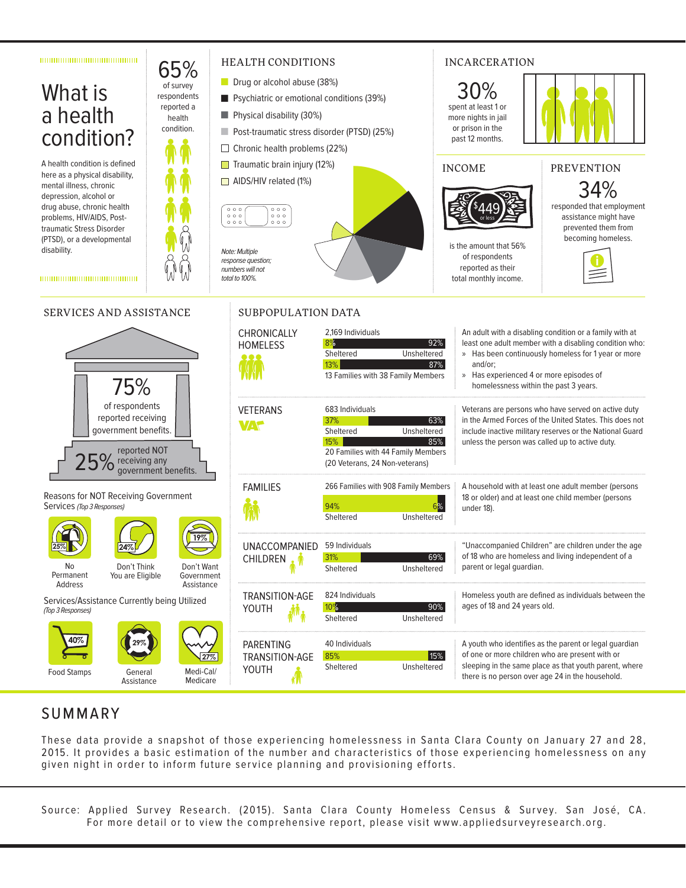## What is a health condition?

A health condition is defined here as a physical disability, mental illness, chronic depression, alcohol or drug abuse, chronic health problems, HIV/AIDS, Post-traumatic Stress Disorder (PTSD), or a developmental disability.

65%
of survey respondents reported a health condition.

## HEALTH CONDITIONS

- Drug or alcohol abuse (38%)
- Psychiatric or emotional conditions (39%)
- Physical disability (30%)
- Post-traumatic stress disorder (PTSD) (25%)
- Chronic health problems (22%)
- Traumatic brain injury (12%)
- AIDS/HIV related (1%)

*Note: Multiple response question; numbers will not total to 100%.*

## INCARCERATION

30%
spent at least 1 or more nights in jail or prison in the past 12 months.

## INCOME

$449
or less

is the amount that 56% of respondents reported as their total monthly income.

## PREVENTION

34%
responded that employment assistance might have prevented them from becoming homeless.

## SERVICES AND ASSISTANCE

75%
of respondents reported receiving government benefits.

25%
reported NOT receiving any government benefits.

Reasons for NOT Receiving Government Services *(Top 3 Responses)*

25%
No Permanent Address

24%
Don't Think You are Eligible

19%
Don't Want Government Assistance

Services/Assistance Currently being Utilized *(Top 3 Responses)*

40%
Food Stamps

29%
General Assistance

27%
Medi-Cal/ Medicare

## SUBPOPULATION DATA

### CHRONICALLY HOMELESS

2,169 Individuals
8% Sheltered
92% Unsheltered

13% Sheltered
87% Unsheltered
13 Families with 38 Family Members

An adult with a disabling condition or a family with at least one adult member with a disabling condition who:

- Has been continuously homeless for 1 year or more and/or;
- Has experienced 4 or more episodes of homelessness within the past 3 years.

### VETERANS

683 Individuals
37% Sheltered
63% Unsheltered

15% Sheltered
85% Unsheltered
20 Families with 44 Family Members (20 Veterans, 24 Non-veterans)

Veterans are persons who have served on active duty in the Armed Forces of the United States. This does not include inactive military reserves or the National Guard unless the person was called up to active duty.

### FAMILIES

266 Families with 908 Family Members
94% Sheltered
6% Unsheltered

A household with at least one adult member (persons 18 or older) and at least one child member (persons under 18).

### UNACCOMPANIED CHILDREN

59 Individuals
31% Sheltered
69% Unsheltered

"Unaccompanied Children" are children under the age of 18 who are homeless and living independent of a parent or legal guardian.

### TRANSITION-AGE YOUTH

824 Individuals
10% Sheltered
90% Unsheltered

Homeless youth are defined as individuals between the ages of 18 and 24 years old.

### PARENTING TRANSITION-AGE YOUTH

40 Individuals
85% Sheltered
15% Unsheltered

A youth who identifies as the parent or legal guardian of one or more children who are present with or sleeping in the same place as that youth parent, where there is no person over age 24 in the household.

## SUMMARY

These data provide a snapshot of those experiencing homelessness in Santa Clara County on January 27 and 28, 2015. It provides a basic estimation of the number and characteristics of those experiencing homelessness on any given night in order to inform future service planning and provisioning efforts.

Source: Applied Survey Research. (2015). Santa Clara County Homeless Census & Survey. San José, CA. For more detail or to view the comprehensive report, please visit www.appliedsurveyresearch.org.